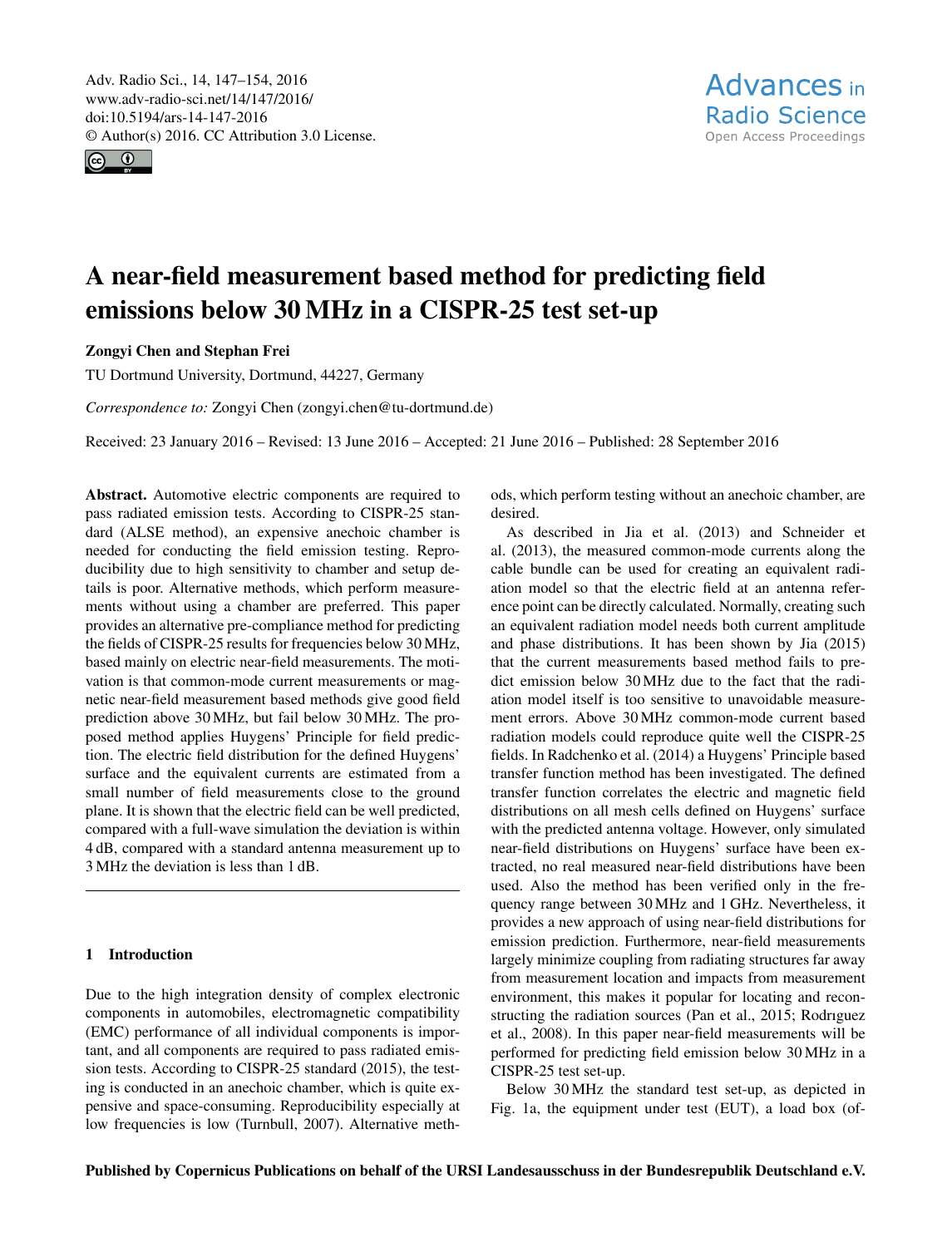# A near-field measurement based method for predicting field emissions below 30 MHz in a CISPR-25 test set-up

**Zongyi Chen and Stephan Frei**

TU Dortmund University, Dortmund, 44227, Germany

*Correspondence to:* Zongyi Chen (zongyi.chen@tu-dortmund.de)

Received: 23 January 2016 – Revised: 13 June 2016 – Accepted: 21 June 2016 – Published: 28 September 2016

**Abstract.** Automotive electric components are required to pass radiated emission tests. According to CISPR-25 standard (ALSE method), an expensive anechoic chamber is needed for conducting the field emission testing. Reproducibility due to high sensitivity to chamber and setup details is poor. Alternative methods, which perform measurements without using a chamber are preferred. This paper provides an alternative pre-compliance method for predicting the fields of CISPR-25 results for frequencies below 30 MHz, based mainly on electric near-field measurements. The motivation is that common-mode current measurements or magnetic near-field measurement based methods give good field prediction above 30 MHz, but fail below 30 MHz. The proposed method applies Huygens' Principle for field prediction. The electric field distribution for the defined Huygens' surface and the equivalent currents are estimated from a small number of field measurements close to the ground plane. It is shown that the electric field can be well predicted, compared with a full-wave simulation the deviation is within 4 dB, compared with a standard antenna measurement up to 3 MHz the deviation is less than 1 dB.

## 1 Introduction

Due to the high integration density of complex electronic components in automobiles, electromagnetic compatibility (EMC) performance of all individual components is important, and all components are required to pass radiated emission tests. According to CISPR-25 standard (2015), the testing is conducted in an anechoic chamber, which is quite expensive and space-consuming. Reproducibility especially at low frequencies is low (Turnbull, 2007). Alternative methods, which perform testing without an anechoic chamber, are desired.

As described in Jia et al. (2013) and Schneider et al. (2013), the measured common-mode currents along the cable bundle can be used for creating an equivalent radiation model so that the electric field at an antenna reference point can be directly calculated. Normally, creating such an equivalent radiation model needs both current amplitude and phase distributions. It has been shown by Jia (2015) that the current measurements based method fails to predict emission below 30 MHz due to the fact that the radiation model itself is too sensitive to unavoidable measurement errors. Above 30 MHz common-mode current based radiation models could reproduce quite well the CISPR-25 fields. In Radchenko et al. (2014) a Huygens' Principle based transfer function method has been investigated. The defined transfer function correlates the electric and magnetic field distributions on all mesh cells defined on Huygens' surface with the predicted antenna voltage. However, only simulated near-field distributions on Huygens' surface have been extracted, no real measured near-field distributions have been used. Also the method has been verified only in the frequency range between 30 MHz and 1 GHz. Nevertheless, it provides a new approach of using near-field distributions for emission prediction. Furthermore, near-field measurements largely minimize coupling from radiating structures far away from measurement location and impacts from measurement environment, this makes it popular for locating and reconstructing the radiation sources (Pan et al., 2015; Rodrıguez et al., 2008). In this paper near-field measurements will be performed for predicting field emission below 30 MHz in a CISPR-25 test set-up.

Below 30 MHz the standard test set-up, as depicted in Fig. 1a, the equipment under test (EUT), a load box (of-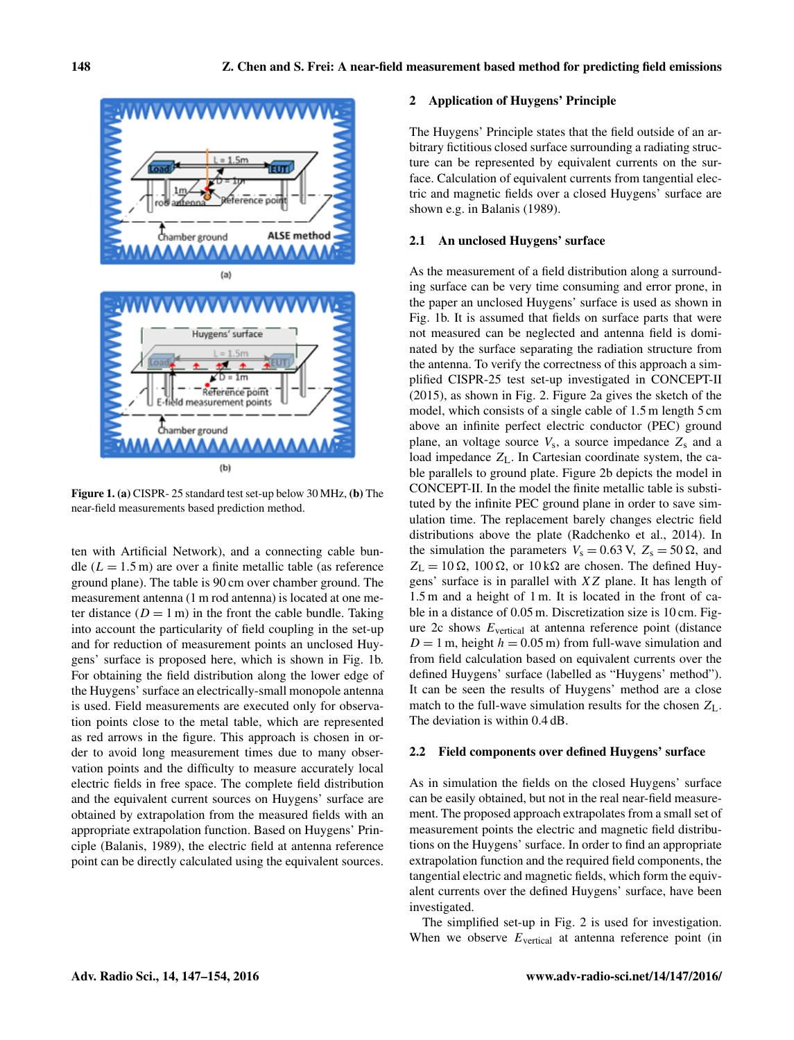Figure 1. **(a)** CISPR- 25 standard test set-up below 30 MHz, **(b)** The near-field measurements based prediction method.

ten with Artificial Network), and a connecting cable bundle ($L = 1.5$ m) are over a finite metallic table (as reference ground plane). The table is 90 cm over chamber ground. The measurement antenna (1 m rod antenna) is located at one meter distance ($D = 1$ m) in the front the cable bundle. Taking into account the particularity of field coupling in the set-up and for reduction of measurement points an unclosed Huygens' surface is proposed here, which is shown in Fig. 1b. For obtaining the field distribution along the lower edge of the Huygens' surface an electrically-small monopole antenna is used. Field measurements are executed only for observation points close to the metal table, which are represented as red arrows in the figure. This approach is chosen in order to avoid long measurement times due to many observation points and the difficulty to measure accurately local electric fields in free space. The complete field distribution and the equivalent current sources on Huygens' surface are obtained by extrapolation from the measured fields with an appropriate extrapolation function. Based on Huygens' Principle (Balanis, 1989), the electric field at antenna reference point can be directly calculated using the equivalent sources.

## 2 Application of Huygens' Principle

The Huygens' Principle states that the field outside of an arbitrary fictitious closed surface surrounding a radiating structure can be represented by equivalent currents on the surface. Calculation of equivalent currents from tangential electric and magnetic fields over a closed Huygens' surface are shown e.g. in Balanis (1989).

### 2.1 An unclosed Huygens' surface

As the measurement of a field distribution along a surrounding surface can be very time consuming and error prone, in the paper an unclosed Huygens' surface is used as shown in Fig. 1b. It is assumed that fields on surface parts that were not measured can be neglected and antenna field is dominated by the surface separating the radiation structure from the antenna. To verify the correctness of this approach a simplified CISPR-25 test set-up investigated in CONCEPT-II (2015), as shown in Fig. 2. Figure 2a gives the sketch of the model, which consists of a single cable of 1.5 m length 5 cm above an infinite perfect electric conductor (PEC) ground plane, an voltage source $V_\mathrm{s}$, a source impedance $Z_\mathrm{s}$ and a load impedance $Z_\mathrm{L}$. In Cartesian coordinate system, the cable parallels to ground plate. Figure 2b depicts the model in CONCEPT-II. In the model the finite metallic table is substituted by the infinite PEC ground plane in order to save simulation time. The replacement barely changes electric field distributions above the plate (Radchenko et al., 2014). In the simulation the parameters $V_\mathrm{s} = 0.63$ V, $Z_\mathrm{s} = 50\,\Omega$, and $Z_\mathrm{L} = 10\,\Omega$, $100\,\Omega$, or $10\,\mathrm{k}\Omega$ are chosen. The defined Huygens' surface is in parallel with $XZ$ plane. It has length of 1.5 m and a height of 1 m. It is located in the front of cable in a distance of 0.05 m. Discretization size is 10 cm. Figure 2c shows $E_\mathrm{vertical}$ at antenna reference point (distance $D = 1$ m, height $h = 0.05$ m) from full-wave simulation and from field calculation based on equivalent currents over the defined Huygens' surface (labelled as "Huygens' method"). It can be seen the results of Huygens' method are a close match to the full-wave simulation results for the chosen $Z_\mathrm{L}$. The deviation is within 0.4 dB.

### 2.2 Field components over defined Huygens' surface

As in simulation the fields on the closed Huygens' surface can be easily obtained, but not in the real near-field measurement. The proposed approach extrapolates from a small set of measurement points the electric and magnetic field distributions on the Huygens' surface. In order to find an appropriate extrapolation function and the required field components, the tangential electric and magnetic fields, which form the equivalent currents over the defined Huygens' surface, have been investigated.

The simplified set-up in Fig. 2 is used for investigation. When we observe $E_\mathrm{vertical}$ at antenna reference point (in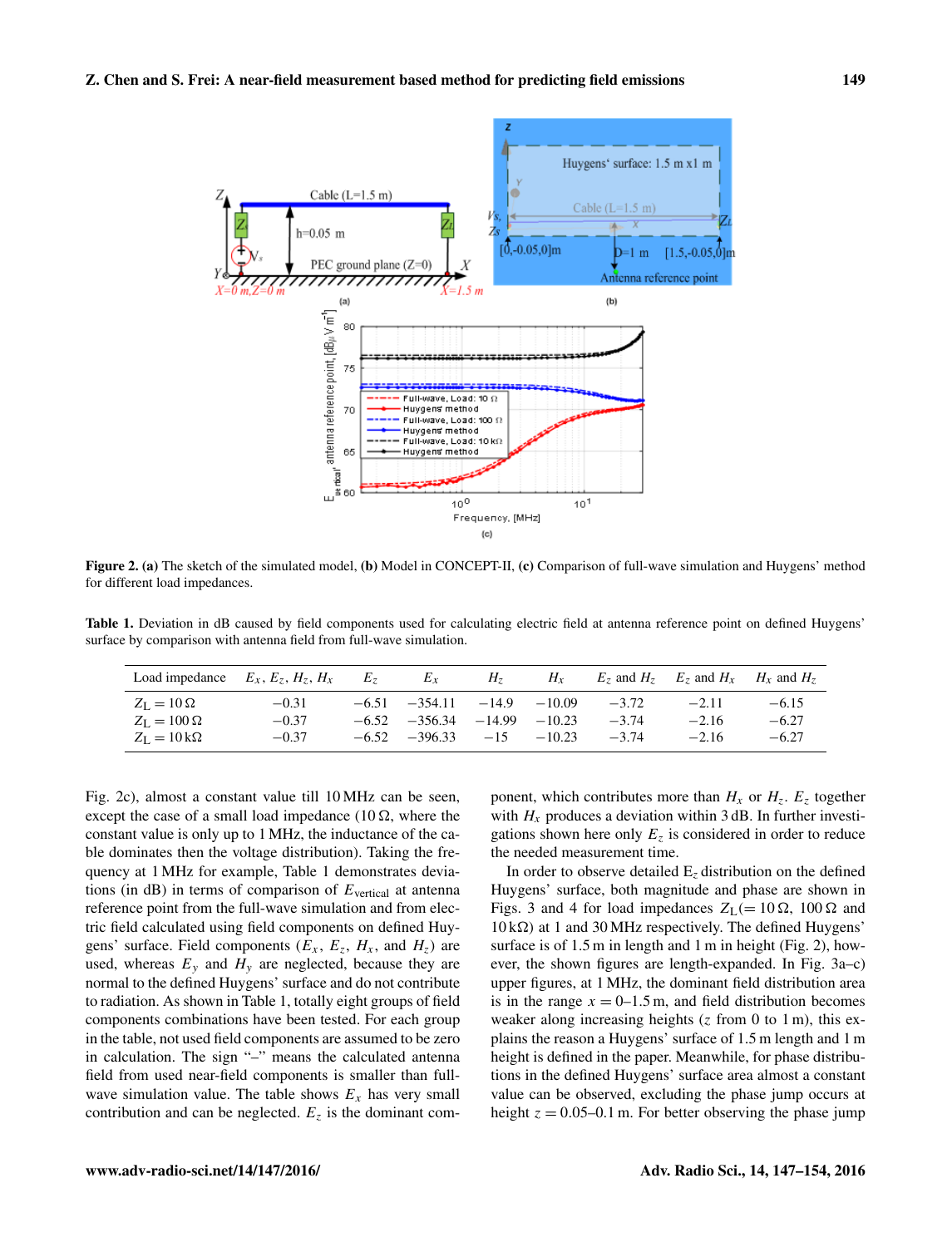Figure 2. **(a)** The sketch of the simulated model, **(b)** Model in CONCEPT-II, **(c)** Comparison of full-wave simulation and Huygens' method for different load impedances.

Table 1. Deviation in dB caused by field components used for calculating electric field at antenna reference point on defined Huygens' surface by comparison with antenna field from full-wave simulation.

| Load impedance | $E_x$, $E_z$, $H_z$, $H_x$ | $E_z$ | $E_x$ | $H_z$ | $H_x$ | $E_z$ and $H_z$ | $E_z$ and $H_x$ | $H_x$ and $H_z$ |
|---|---|---|---|---|---|---|---|---|
| $Z_L = 10\,\Omega$ | $-0.31$ | $-6.51$ | $-354.11$ | $-14.9$ | $-10.09$ | $-3.72$ | $-2.11$ | $-6.15$ |
| $Z_L = 100\,\Omega$ | $-0.37$ | $-6.52$ | $-356.34$ | $-14.99$ | $-10.23$ | $-3.74$ | $-2.16$ | $-6.27$ |
| $Z_L = 10\,\mathrm{k}\Omega$ | $-0.37$ | $-6.52$ | $-396.33$ | $-15$ | $-10.23$ | $-3.74$ | $-2.16$ | $-6.27$ |

Fig. 2c), almost a constant value till 10 MHz can be seen, except the case of a small load impedance (10 Ω, where the constant value is only up to 1 MHz, the inductance of the cable dominates then the voltage distribution). Taking the frequency at 1 MHz for example, Table 1 demonstrates deviations (in dB) in terms of comparison of $E_{\text{vertical}}$ at antenna reference point from the full-wave simulation and from electric field calculated using field components on defined Huygens' surface. Field components ($E_x$, $E_z$, $H_x$, and $H_z$) are used, whereas $E_y$ and $H_y$ are neglected, because they are normal to the defined Huygens' surface and do not contribute to radiation. As shown in Table 1, totally eight groups of field components combinations have been tested. For each group in the table, not used field components are assumed to be zero in calculation. The sign "–" means the calculated antenna field from used near-field components is smaller than full-wave simulation value. The table shows $E_x$ has very small contribution and can be neglected. $E_z$ is the dominant component, which contributes more than $H_x$ or $H_z$. $E_z$ together with $H_x$ produces a deviation within 3 dB. In further investigations shown here only $E_z$ is considered in order to reduce the needed measurement time.

In order to observe detailed $E_z$ distribution on the defined Huygens' surface, both magnitude and phase are shown in Figs. 3 and 4 for load impedances $Z_L(= 10\,\Omega$, $100\,\Omega$ and $10\,\mathrm{k}\Omega)$ at 1 and 30 MHz respectively. The defined Huygens' surface is of 1.5 m in length and 1 m in height (Fig. 2), however, the shown figures are length-expanded. In Fig. 3a–c) upper figures, at 1 MHz, the dominant field distribution area is in the range $x = 0$–$1.5$ m, and field distribution becomes weaker along increasing heights ($z$ from 0 to 1 m), this explains the reason a Huygens' surface of 1.5 m length and 1 m height is defined in the paper. Meanwhile, for phase distributions in the defined Huygens' surface area almost a constant value can be observed, excluding the phase jump occurs at height $z = 0.05$–$0.1$ m. For better observing the phase jump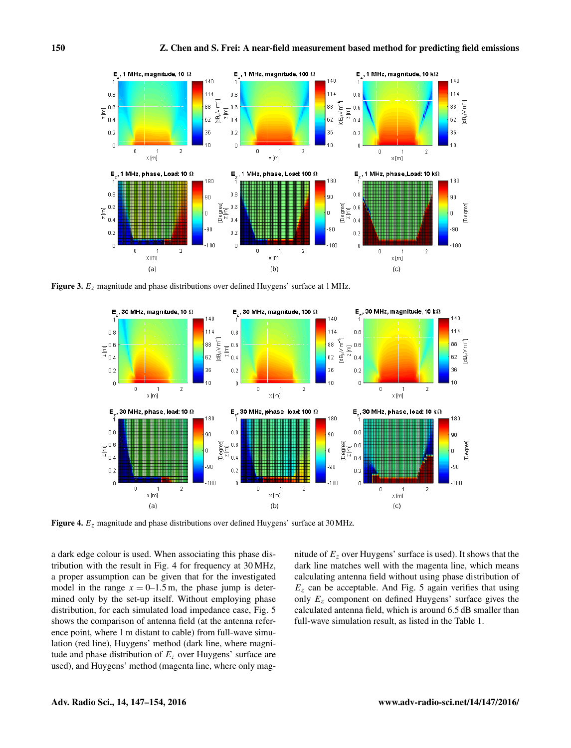**Figure 3.** $E_z$ magnitude and phase distributions over defined Huygens' surface at 1 MHz.

**Figure 4.** $E_z$ magnitude and phase distributions over defined Huygens' surface at 30 MHz.

a dark edge colour is used. When associating this phase distribution with the result in Fig. 4 for frequency at 30 MHz, a proper assumption can be given that for the investigated model in the range $x = 0$–$1.5$ m, the phase jump is determined only by the set-up itself. Without employing phase distribution, for each simulated load impedance case, Fig. 5 shows the comparison of antenna field (at the antenna reference point, where 1 m distant to cable) from full-wave simulation (red line), Huygens' method (dark line, where magnitude and phase distribution of $E_z$ over Huygens' surface are used), and Huygens' method (magenta line, where only magnitude of $E_z$ over Huygens' surface is used). It shows that the dark line matches well with the magenta line, which means calculating antenna field without using phase distribution of $E_z$ can be acceptable. And Fig. 5 again verifies that using only $E_z$ component on defined Huygens' surface gives the calculated antenna field, which is around 6.5 dB smaller than full-wave simulation result, as listed in the Table 1.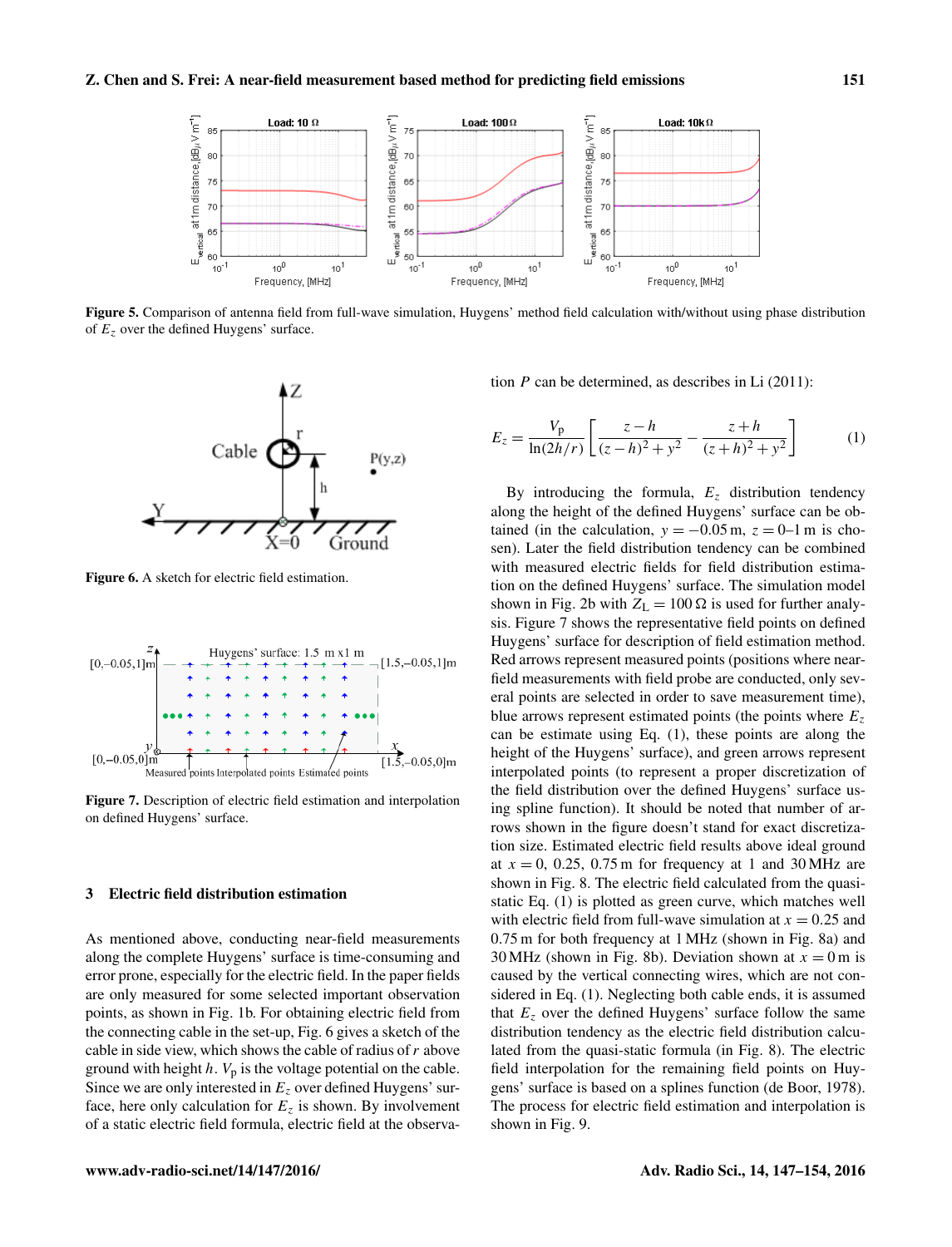Figure 5. Comparison of antenna field from full-wave simulation, Huygens' method field calculation with/without using phase distribution of $E_z$ over the defined Huygens' surface.

Figure 6. A sketch for electric field estimation.

Figure 7. Description of electric field estimation and interpolation on defined Huygens' surface.

## 3 Electric field distribution estimation

As mentioned above, conducting near-field measurements along the complete Huygens' surface is time-consuming and error prone, especially for the electric field. In the paper fields are only measured for some selected important observation points, as shown in Fig. 1b. For obtaining electric field from the connecting cable in the set-up, Fig. 6 gives a sketch of the cable in side view, which shows the cable of radius of $r$ above ground with height $h$. $V_\mathrm{p}$ is the voltage potential on the cable. Since we are only interested in $E_z$ over defined Huygens' surface, here only calculation for $E_z$ is shown. By involvement of a static electric field formula, electric field at the observation $P$ can be determined, as describes in Li (2011):

$$E_z = \frac{V_\mathrm{p}}{\ln(2h/r)}\left[\frac{z-h}{(z-h)^2+y^2} - \frac{z+h}{(z+h)^2+y^2}\right] \tag{1}$$

By introducing the formula, $E_z$ distribution tendency along the height of the defined Huygens' surface can be obtained (in the calculation, $y = -0.05\,\mathrm{m}$, $z = 0$–$1\,\mathrm{m}$ is chosen). Later the field distribution tendency can be combined with measured electric fields for field distribution estimation on the defined Huygens' surface. The simulation model shown in Fig. 2b with $Z_\mathrm{L} = 100\,\Omega$ is used for further analysis. Figure 7 shows the representative field points on defined Huygens' surface for description of field estimation method. Red arrows represent measured points (positions where near-field measurements with field probe are conducted, only several points are selected in order to save measurement time), blue arrows represent estimated points (the points where $E_z$ can be estimate using Eq. (1), these points are along the height of the Huygens' surface), and green arrows represent interpolated points (to represent a proper discretization of the field distribution over the defined Huygens' surface using spline function). It should be noted that number of arrows shown in the figure doesn't stand for exact discretization case. Estimated electric field results above ideal ground at $x = 0$, 0.25, 0.75 m for frequency at 1 and 30 MHz are shown in Fig. 8. The electric field calculated from the quasi-static Eq. (1) is plotted as green curve, which matches well with electric field from full-wave simulation at $x = 0.25$ and 0.75 m for both frequency at 1 MHz (shown in Fig. 8a) and 30 MHz (shown in Fig. 8b). Deviation shown at $x = 0\,\mathrm{m}$ is caused by the vertical connecting wires, which are not considered in Eq. (1). Neglecting both cable ends, it is assumed that $E_z$ over the defined Huygens' surface follow the same distribution tendency as the electric field distribution calculated from the quasi-static formula (in Fig. 8). The electric field interpolation for the remaining field points on Huygens' surface is based on a splines function (de Boor, 1978). The process for electric field estimation and interpolation is shown in Fig. 9.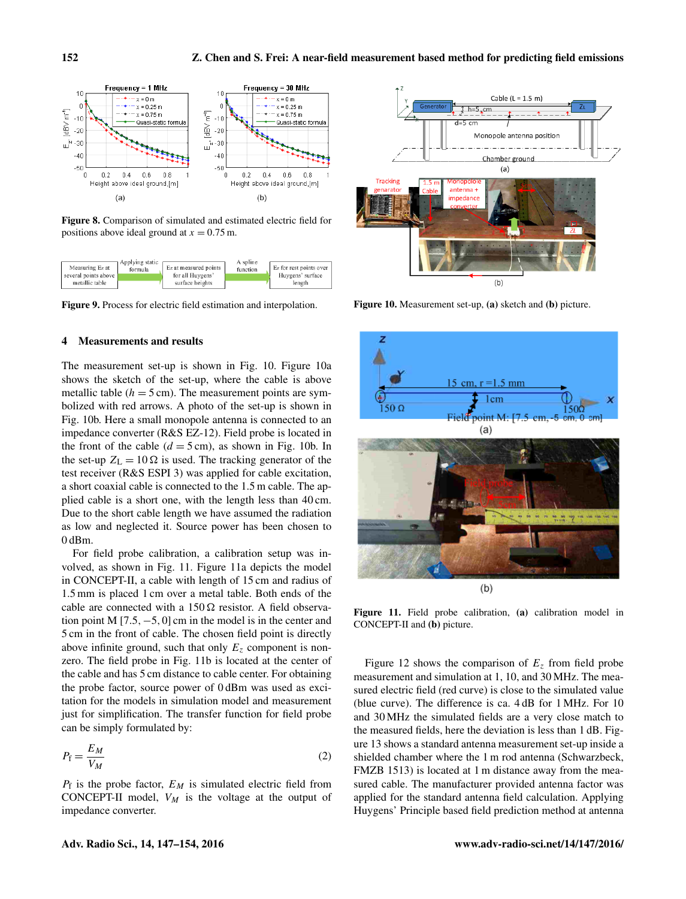**Figure 8.** Comparison of simulated and estimated electric field for positions above ideal ground at $x = 0.75$ m.

**Figure 9.** Process for electric field estimation and interpolation.

**Figure 10.** Measurement set-up, **(a)** sketch and **(b)** picture.

## 4 Measurements and results

The measurement set-up is shown in Fig. 10. Figure 10a shows the sketch of the set-up, where the cable is above metallic table ($h = 5$ cm). The measurement points are symbolized with red arrows. A photo of the set-up is shown in Fig. 10b. Here a small monopole antenna is connected to an impedance converter (R&S EZ-12). Field probe is located in the front of the cable ($d = 5$ cm), as shown in Fig. 10b. In the set-up $Z_L = 10\,\Omega$ is used. The tracking generator of the test receiver (R&S ESPI 3) was applied for cable excitation, a short coaxial cable is connected to the 1.5 m cable. The applied cable is a short one, with the length less than 40 cm. Due to the short cable length we have assumed the radiation as low and neglected it. Source power has been chosen to 0 dBm.

For field probe calibration, a calibration setup was involved, as shown in Fig. 11. Figure 11a depicts the model in CONCEPT-II, a cable with length of 15 cm and radius of 1.5 mm is placed 1 cm over a metal table. Both ends of the cable are connected with a $150\,\Omega$ resistor. A field observation point M $[7.5, -5, 0]$ cm in the model is in the center and 5 cm in the front of cable. The chosen field point is directly above infinite ground, such that only $E_z$ component is nonzero. The field probe in Fig. 11b is located at the center of the cable and has 5 cm distance to cable center. For obtaining the probe factor, source power of 0 dBm was used as excitation for the models in simulation model and measurement just for simplification. The transfer function for field probe can be simply formulated by:

$$P_\mathrm{f} = \frac{E_M}{V_M} \tag{2}$$

$P_\mathrm{f}$ is the probe factor, $E_M$ is simulated electric field from CONCEPT-II model, $V_M$ is the voltage at the output of impedance converter.

**Figure 11.** Field probe calibration, **(a)** calibration model in CONCEPT-II and **(b)** picture.

Figure 12 shows the comparison of $E_z$ from field probe measurement and simulation at 1, 10, and 30 MHz. The measured electric field (red curve) is close to the simulated value (blue curve). The difference is ca. 4 dB for 1 MHz. For 10 and 30 MHz the simulated fields are a very close match to the measured fields, here the deviation is less than 1 dB. Figure 13 shows a standard antenna measurement set-up inside a shielded chamber where the 1 m rod antenna (Schwarzbeck, FMZB 1513) is located at 1 m distance away from the measured cable. The manufacturer provided antenna factor was applied for the standard antenna field calculation. Applying Huygens' Principle based field prediction method at antenna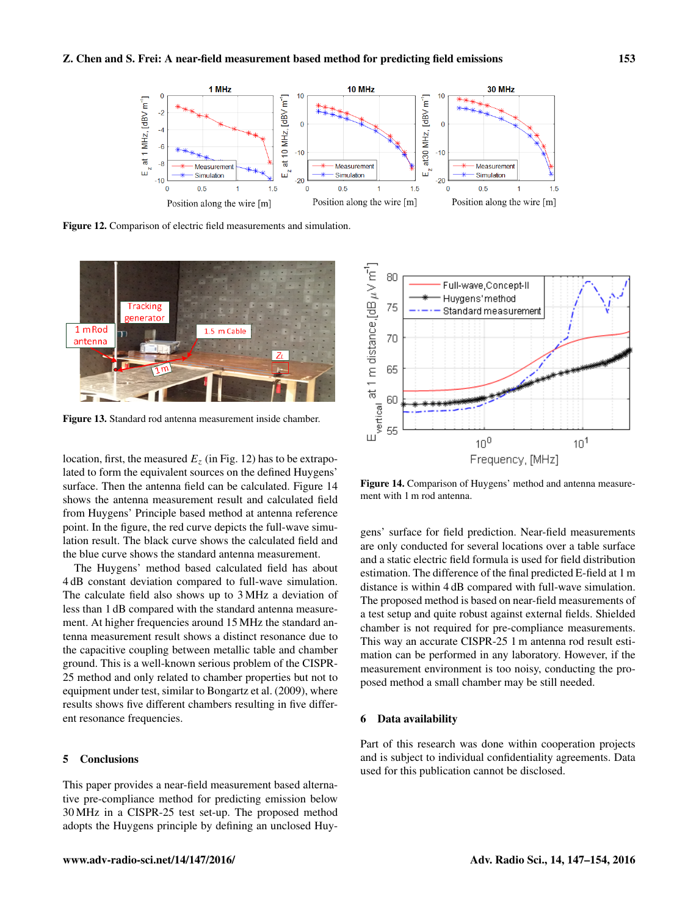Figure 12. Comparison of electric field measurements and simulation.

Figure 13. Standard rod antenna measurement inside chamber.

Figure 14. Comparison of Huygens' method and antenna measurement with 1 m rod antenna.

location, first, the measured $E_z$ (in Fig. 12) has to be extrapolated to form the equivalent sources on the defined Huygens' surface. Then the antenna field can be calculated. Figure 14 shows the antenna measurement result and calculated field from Huygens' Principle based method at antenna reference point. In the figure, the red curve depicts the full-wave simulation result. The black curve shows the calculated field and the blue curve shows the standard antenna measurement.

The Huygens' method based calculated field has about 4 dB constant deviation compared to full-wave simulation. The calculate field also shows up to 3 MHz a deviation of less than 1 dB compared with the standard antenna measurement. At higher frequencies around 15 MHz the standard antenna measurement result shows a distinct resonance due to the capacitive coupling between metallic table and chamber ground. This is a well-known serious problem of the CISPR-25 method and only related to chamber properties but not to equipment under test, similar to Bongartz et al. (2009), where results shows five different chambers resulting in five different resonance frequencies.

## 5 Conclusions

This paper provides a near-field measurement based alternative pre-compliance method for predicting emission below 30 MHz in a CISPR-25 test set-up. The proposed method adopts the Huygens principle by defining an unclosed Huygens' surface for field prediction. Near-field measurements are only conducted for several locations over a table surface and a static electric field formula is used for field distribution estimation. The difference of the final predicted E-field at 1 m distance is within 4 dB compared with full-wave simulation. The proposed method is based on near-field measurements of a test setup and quite robust against external fields. Shielded chamber is not required for pre-compliance measurements. This way an accurate CISPR-25 1 m antenna rod result estimation can be performed in any laboratory. However, if the measurement environment is too noisy, conducting the proposed method a small chamber may be still needed.

## 6 Data availability

Part of this research was done within cooperation projects and is subject to individual confidentiality agreements. Data used for this publication cannot be disclosed.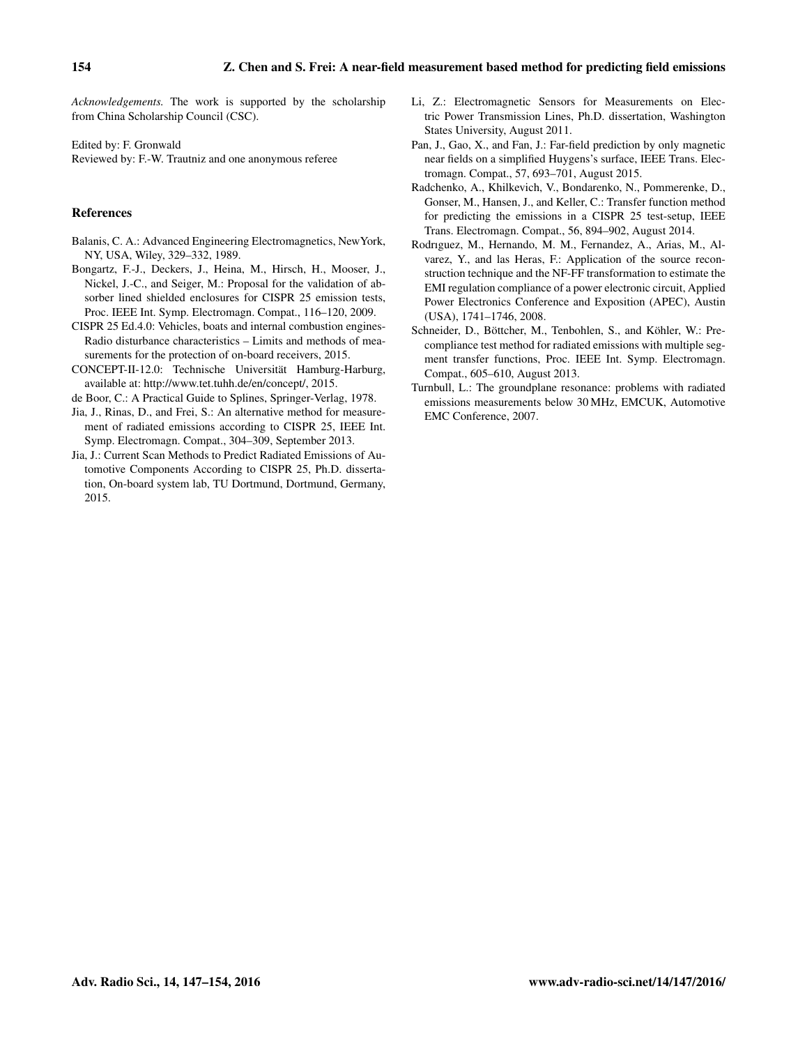*Acknowledgements.* The work is supported by the scholarship from China Scholarship Council (CSC).

Edited by: F. Gronwald
Reviewed by: F.-W. Trautniz and one anonymous referee

## References

Balanis, C. A.: Advanced Engineering Electromagnetics, NewYork, NY, USA, Wiley, 329–332, 1989.

Bongartz, F.-J., Deckers, J., Heina, M., Hirsch, H., Mooser, J., Nickel, J.-C., and Seiger, M.: Proposal for the validation of absorber lined shielded enclosures for CISPR 25 emission tests, Proc. IEEE Int. Symp. Electromagn. Compat., 116–120, 2009.

CISPR 25 Ed.4.0: Vehicles, boats and internal combustion engines-Radio disturbance characteristics – Limits and methods of measurements for the protection of on-board receivers, 2015.

CONCEPT-II-12.0: Technische Universität Hamburg-Harburg, available at: http://www.tet.tuhh.de/en/concept/, 2015.

de Boor, C.: A Practical Guide to Splines, Springer-Verlag, 1978.

Jia, J., Rinas, D., and Frei, S.: An alternative method for measurement of radiated emissions according to CISPR 25, IEEE Int. Symp. Electromagn. Compat., 304–309, September 2013.

Jia, J.: Current Scan Methods to Predict Radiated Emissions of Automotive Components According to CISPR 25, Ph.D. dissertation, On-board system lab, TU Dortmund, Dortmund, Germany, 2015.

Li, Z.: Electromagnetic Sensors for Measurements on Electric Power Transmission Lines, Ph.D. dissertation, Washington States University, August 2011.

Pan, J., Gao, X., and Fan, J.: Far-field prediction by only magnetic near fields on a simplified Huygens's surface, IEEE Trans. Electromagn. Compat., 57, 693–701, August 2015.

Radchenko, A., Khilkevich, V., Bondarenko, N., Pommerenke, D., Gonser, M., Hansen, J., and Keller, C.: Transfer function method for predicting the emissions in a CISPR 25 test-setup, IEEE Trans. Electromagn. Compat., 56, 894–902, August 2014.

Rodrıguez, M., Hernando, M. M., Fernandez, A., Arias, M., Alvarez, Y., and las Heras, F.: Application of the source reconstruction technique and the NF-FF transformation to estimate the EMI regulation compliance of a power electronic circuit, Applied Power Electronics Conference and Exposition (APEC), Austin (USA), 1741–1746, 2008.

Schneider, D., Böttcher, M., Tenbohlen, S., and Köhler, W.: Precompliance test method for radiated emissions with multiple segment transfer functions, Proc. IEEE Int. Symp. Electromagn. Compat., 605–610, August 2013.

Turnbull, L.: The groundplane resonance: problems with radiated emissions measurements below 30 MHz, EMCUK, Automotive EMC Conference, 2007.